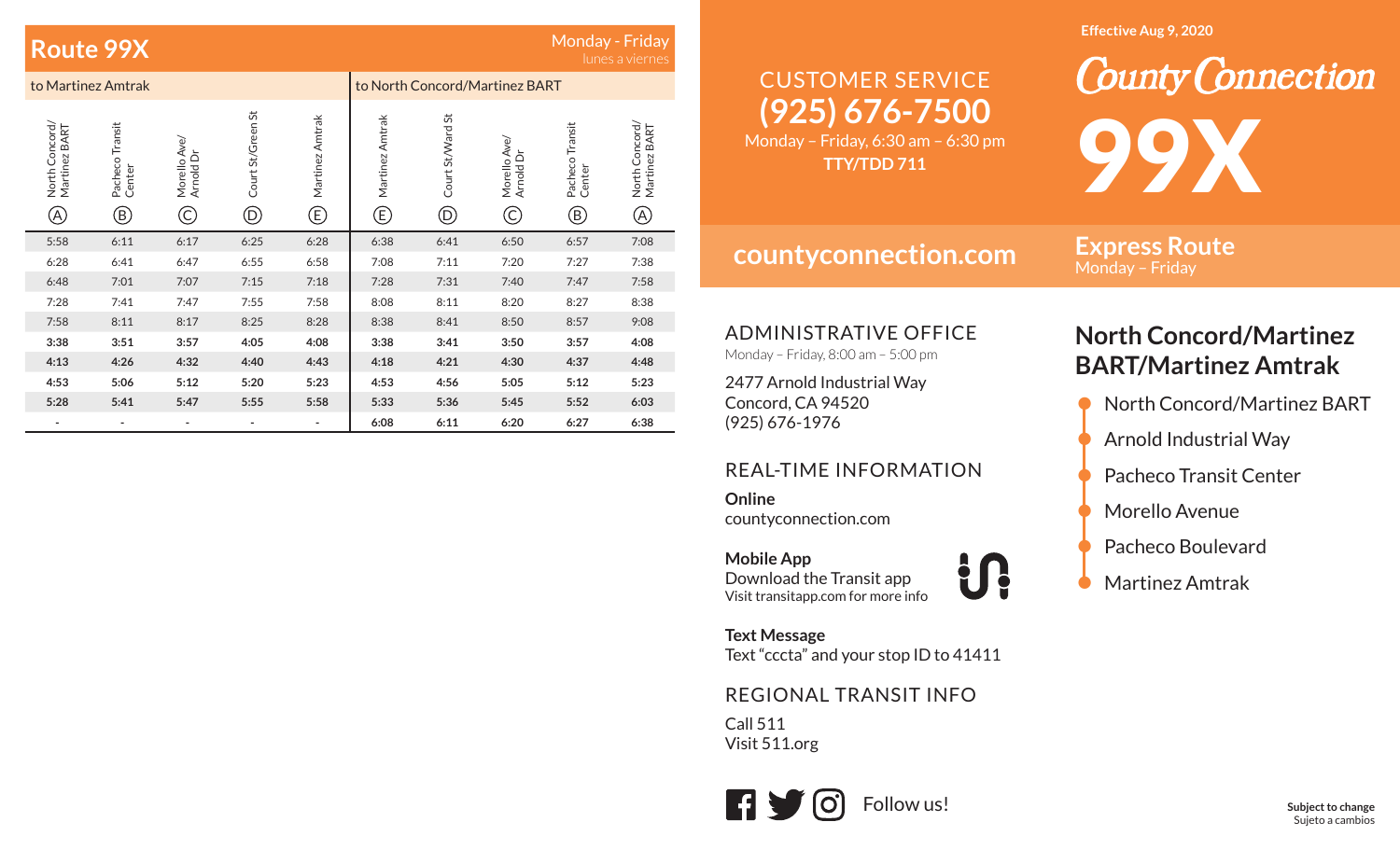# Route 99X

Monday - Friday
lunes a viernes

| to Martinez Amtrak | | | | | to North Concord/Martinez BART | | | | |
|---|---|---|---|---|---|---|---|---|---|
| North Concord/ Martinez BART (A) | Pacheco Transit Center (B) | Morello Ave/ Arnold Dr (C) | Court St/Green St (D) | Martinez Amtrak (E) | Martinez Amtrak (E) | Court St/Ward St (D) | Morello Ave/ Arnold Dr (C) | Pacheco Transit Center (B) | North Concord/ Martinez BART (A) |
| 5:58 | 6:11 | 6:17 | 6:25 | 6:28 | 6:38 | 6:41 | 6:50 | 6:57 | 7:08 |
| 6:28 | 6:41 | 6:47 | 6:55 | 6:58 | 7:08 | 7:11 | 7:20 | 7:27 | 7:38 |
| 6:48 | 7:01 | 7:07 | 7:15 | 7:18 | 7:28 | 7:31 | 7:40 | 7:47 | 7:58 |
| 7:28 | 7:41 | 7:47 | 7:55 | 7:58 | 8:08 | 8:11 | 8:20 | 8:27 | 8:38 |
| 7:58 | 8:11 | 8:17 | 8:25 | 8:28 | 8:38 | 8:41 | 8:50 | 8:57 | 9:08 |
| **3:38** | **3:51** | **3:57** | **4:05** | **4:08** | **3:38** | **3:41** | **3:50** | **3:57** | **4:08** |
| **4:13** | **4:26** | **4:32** | **4:40** | **4:43** | **4:18** | **4:21** | **4:30** | **4:37** | **4:48** |
| **4:53** | **5:06** | **5:12** | **5:20** | **5:23** | **4:53** | **4:56** | **5:05** | **5:12** | **5:23** |
| **5:28** | **5:41** | **5:47** | **5:55** | **5:58** | **5:33** | **5:36** | **5:45** | **5:52** | **6:03** |
| - | - | - | - | - | **6:08** | **6:11** | **6:20** | **6:27** | **6:38** |

CUSTOMER SERVICE
**(925) 676-7500**
Monday – Friday, 6:30 am – 6:30 pm
**TTY/TDD 711**

**countyconnection.com**

## ADMINISTRATIVE OFFICE

Monday – Friday, 8:00 am – 5:00 pm

2477 Arnold Industrial Way
Concord, CA 94520
(925) 676-1976

## REAL-TIME INFORMATION

**Online**
countyconnection.com

**Mobile App**
Download the Transit app
Visit transitapp.com for more info

**Text Message**
Text “cccta” and your stop ID to 41411

## REGIONAL TRANSIT INFO

Call 511
Visit 511.org

Follow us!

**Effective Aug 9, 2020**

County Connection

# 99X

**Express Route**
Monday – Friday

## North Concord/Martinez BART/Martinez Amtrak

- North Concord/Martinez BART
- Arnold Industrial Way
- Pacheco Transit Center
- Morello Avenue
- Pacheco Boulevard
- Martinez Amtrak

**Subject to change**
Sujeto a cambios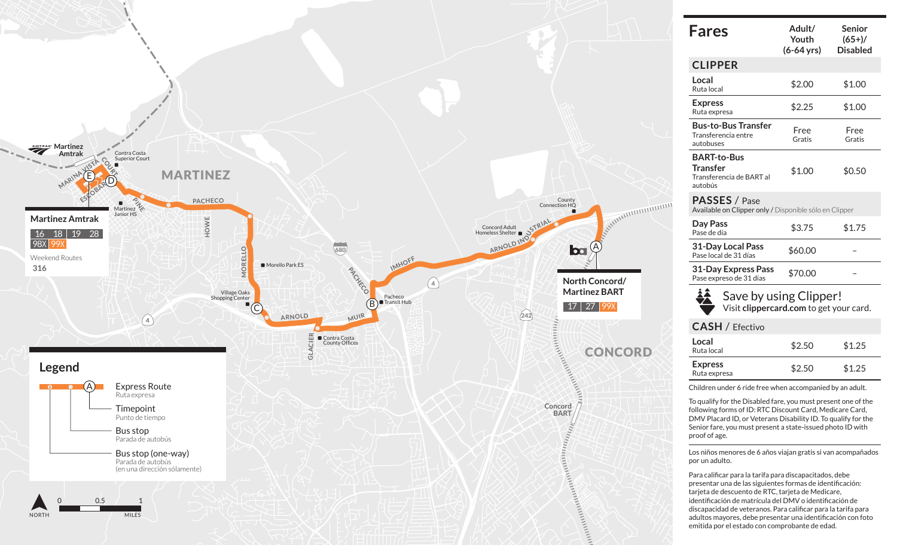Martinez Amtrak

Contra Costa Superior Court

MARTINEZ

Martinez Junior HS

PACHECO

HOWE

MORELLO

Morello Park ES

Village Oaks Shopping Center

ARNOLD

680

PACHECO

IMHOFF

Pacheco Transit Hub

MUIR

GLACIER

Contra Costa County Offices

4

242

Concord Adult Homeless Shelter

ARNOLD INDUSTRIAL

County Connection HQ

CONCORD

Concord BART

MARINA VISTA

COURT

ESCOBAR

PINE

**Martinez Amtrak**

16 18 19 28

98X 99X

Weekend Routes

316

**North Concord/ Martinez BART**

17 27 99X

## Legend

- Express Route / Ruta expresa
- Timepoint / Punto de tiempo
- Bus stop / Parada de autobús
- Bus stop (one-way) / Parada de autobús (en una dirección sólamente)

NORTH

0 0.5 1 MILES

## Fares

| Fares | Adult/ Youth (6-64 yrs) | Senior (65+)/ Disabled |
|---|---|---|
| **CLIPPER** | | |
| **Local** Ruta local | $2.00 | $1.00 |
| **Express** Ruta expresa | $2.25 | $1.00 |
| **Bus-to-Bus Transfer** Transferencia entre autobuses | Free Gratis | Free Gratis |
| **BART-to-Bus Transfer** Transferencia de BART al autobús | $1.00 | $0.50 |
| **PASSES** / Pase — Available on Clipper only / Disponible sólo en Clipper | | |
| **Day Pass** Pase de día | $3.75 | $1.75 |
| **31-Day Local Pass** Pase local de 31 días | $60.00 | – |
| **31-Day Express Pass** Pase expreso de 31 días | $70.00 | – |
| **CASH** / Efectivo | | |
| **Local** Ruta local | $2.50 | $1.25 |
| **Express** Ruta expresa | $2.50 | $1.25 |

Save by using Clipper!
Visit **clippercard.com** to get your card.

Children under 6 ride free when accompanied by an adult.

To qualify for the Disabled fare, you must present one of the following forms of ID: RTC Discount Card, Medicare Card, DMV Placard ID, or Veterans Disability ID. To qualify for the Senior fare, you must present a state-issued photo ID with proof of age.

Los niños menores de 6 años viajan gratis si van acompañados por un adulto.

Para calificar para la tarifa para discapacitados, debe presentar una de las siguientes formas de identificación: tarjeta de descuento de RTC, tarjeta de Medicare, identificación de matrícula del DMV o identificación de discapacidad de veteranos. Para calificar para la tarifa para adultos mayores, debe presentar una identificación con foto emitida por el estado con comprobante de edad.